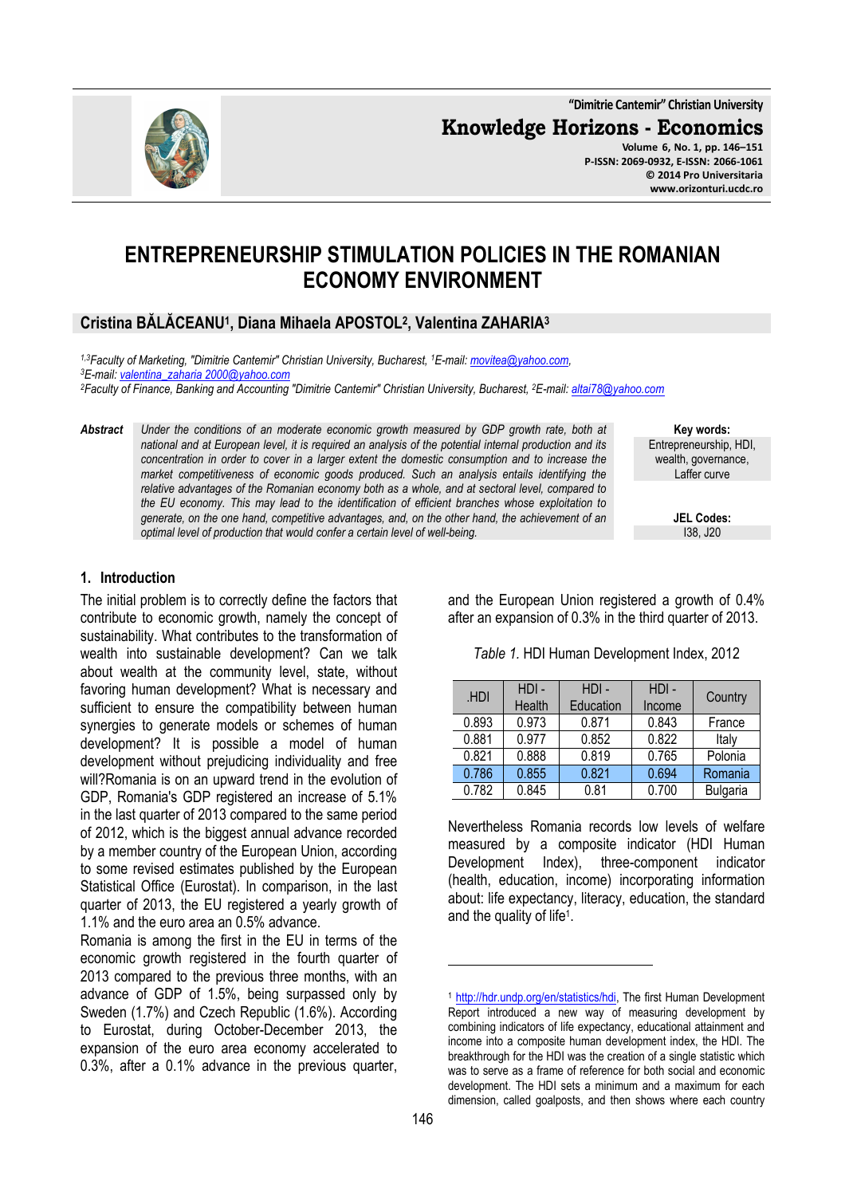# ENTREPRENEURSHIP STIMULATION POLICIES IN THE ROMANIAN ECONOMY ENVIRONMENT

## Cristina BĂLĂCEANU[1], Diana Mihaela APOSTOL[2], Valentina ZAHARIA[3]

*[1,3]Faculty of Marketing, "Dimitrie Cantemir" Christian University, Bucharest, [1]E-mail: movitea@yahoo.com,*
*[3]E-mail: valentina_zaharia 2000@yahoo.com*
*[2]Faculty of Finance, Banking and Accounting "Dimitrie Cantemir" Christian University, Bucharest, [2]E-mail: altai78@yahoo.com*

**Abstract** *Under the conditions of an moderate economic growth measured by GDP growth rate, both at national and at European level, it is required an analysis of the potential internal production and its concentration in order to cover in a larger extent the domestic consumption and to increase the market competitiveness of economic goods produced. Such an analysis entails identifying the relative advantages of the Romanian economy both as a whole, and at sectoral level, compared to the EU economy. This may lead to the identification of efficient branches whose exploitation to generate, on the one hand, competitive advantages, and, on the other hand, the achievement of an optimal level of production that would confer a certain level of well-being.*

**Key words:** Entrepreneurship, HDI, wealth, governance, Laffer curve

**JEL Codes:** I38, J20

## 1. Introduction

The initial problem is to correctly define the factors that contribute to economic growth, namely the concept of sustainability. What contributes to the transformation of wealth into sustainable development? Can we talk about wealth at the community level, state, without favoring human development? What is necessary and sufficient to ensure the compatibility between human synergies to generate models or schemes of human development? It is possible a model of human development without prejudicing individuality and free will?Romania is on an upward trend in the evolution of GDP, Romania's GDP registered an increase of 5.1% in the last quarter of 2013 compared to the same period of 2012, which is the biggest annual advance recorded by a member country of the European Union, according to some revised estimates published by the European Statistical Office (Eurostat). In comparison, in the last quarter of 2013, the EU registered a yearly growth of 1.1% and the euro area an 0.5% advance.

Romania is among the first in the EU in terms of the economic growth registered in the fourth quarter of 2013 compared to the previous three months, with an advance of GDP of 1.5%, being surpassed only by Sweden (1.7%) and Czech Republic (1.6%). According to Eurostat, during October-December 2013, the expansion of the euro area economy accelerated to 0.3%, after a 0.1% advance in the previous quarter, and the European Union registered a growth of 0.4% after an expansion of 0.3% in the third quarter of 2013.

*Table 1.* HDI Human Development Index, 2012

| .HDI | HDI - Health | HDI - Education | HDI - Income | Country |
|---|---|---|---|---|
| 0.893 | 0.973 | 0.871 | 0.843 | France |
| 0.881 | 0.977 | 0.852 | 0.822 | Italy |
| 0.821 | 0.888 | 0.819 | 0.765 | Polonia |
| 0.786 | 0.855 | 0.821 | 0.694 | Romania |
| 0.782 | 0.845 | 0.81 | 0.700 | Bulgaria |

Nevertheless Romania records low levels of welfare measured by a composite indicator (HDI Human Development Index), three-component indicator (health, education, income) incorporating information about: life expectancy, literacy, education, the standard and the quality of life[1].

[1] http://hdr.undp.org/en/statistics/hdi, The first Human Development Report introduced a new way of measuring development by combining indicators of life expectancy, educational attainment and income into a composite human development index, the HDI. The breakthrough for the HDI was the creation of a single statistic which was to serve as a frame of reference for both social and economic development. The HDI sets a minimum and a maximum for each dimension, called goalposts, and then shows where each country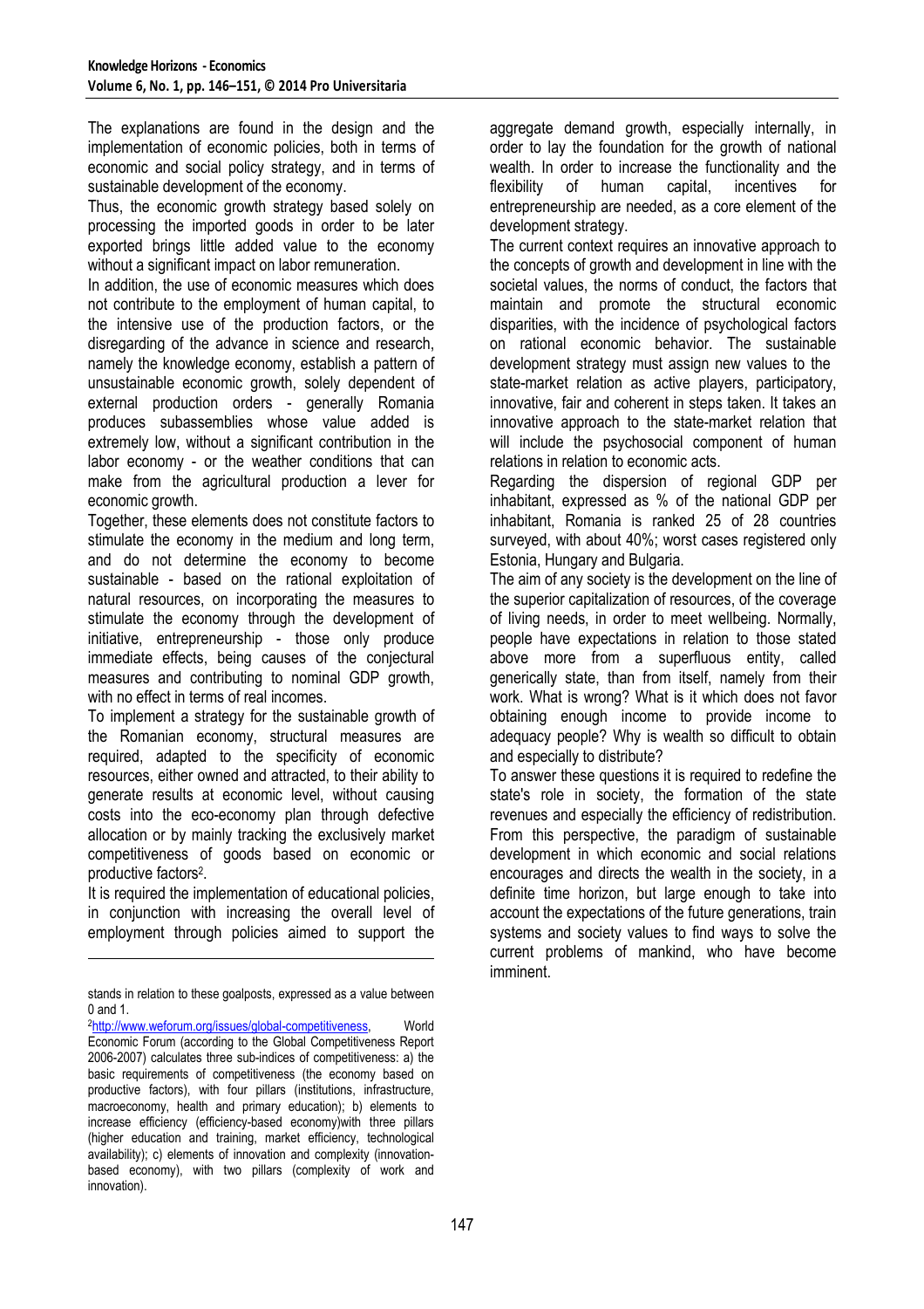The explanations are found in the design and the implementation of economic policies, both in terms of economic and social policy strategy, and in terms of sustainable development of the economy.

Thus, the economic growth strategy based solely on processing the imported goods in order to be later exported brings little added value to the economy without a significant impact on labor remuneration.

In addition, the use of economic measures which does not contribute to the employment of human capital, to the intensive use of the production factors, or the disregarding of the advance in science and research, namely the knowledge economy, establish a pattern of unsustainable economic growth, solely dependent of external production orders - generally Romania produces subassemblies whose value added is extremely low, without a significant contribution in the labor economy - or the weather conditions that can make from the agricultural production a lever for economic growth.

Together, these elements does not constitute factors to stimulate the economy in the medium and long term, and do not determine the economy to become sustainable - based on the rational exploitation of natural resources, on incorporating the measures to stimulate the economy through the development of initiative, entrepreneurship - those only produce immediate effects, being causes of the conjectural measures and contributing to nominal GDP growth, with no effect in terms of real incomes.

To implement a strategy for the sustainable growth of the Romanian economy, structural measures are required, adapted to the specificity of economic resources, either owned and attracted, to their ability to generate results at economic level, without causing costs into the eco-economy plan through defective allocation or by mainly tracking the exclusively market competitiveness of goods based on economic or productive factors[2].

It is required the implementation of educational policies, in conjunction with increasing the overall level of employment through policies aimed to support the aggregate demand growth, especially internally, in order to lay the foundation for the growth of national wealth. In order to increase the functionality and the flexibility of human capital, incentives for entrepreneurship are needed, as a core element of the development strategy.

The current context requires an innovative approach to the concepts of growth and development in line with the societal values, the norms of conduct, the factors that maintain and promote the structural economic disparities, with the incidence of psychological factors on rational economic behavior. The sustainable development strategy must assign new values to the state-market relation as active players, participatory, innovative, fair and coherent in steps taken. It takes an innovative approach to the state-market relation that will include the psychosocial component of human relations in relation to economic acts.

Regarding the dispersion of regional GDP per inhabitant, expressed as % of the national GDP per inhabitant, Romania is ranked 25 of 28 countries surveyed, with about 40%; worst cases registered only Estonia, Hungary and Bulgaria.

The aim of any society is the development on the line of the superior capitalization of resources, of the coverage of living needs, in order to meet wellbeing. Normally, people have expectations in relation to those stated above more from a superfluous entity, called generically state, than from itself, namely from their work. What is wrong? What is it which does not favor obtaining enough income to provide income to adequacy people? Why is wealth so difficult to obtain and especially to distribute?

To answer these questions it is required to redefine the state's role in society, the formation of the state revenues and especially the efficiency of redistribution. From this perspective, the paradigm of sustainable development in which economic and social relations encourages and directs the wealth in the society, in a definite time horizon, but large enough to take into account the expectations of the future generations, train systems and society values to find ways to solve the current problems of mankind, who have become imminent.

---

stands in relation to these goalposts, expressed as a value between 0 and 1.

[2] http://www.weforum.org/issues/global-competitiveness, World Economic Forum (according to the Global Competitiveness Report 2006-2007) calculates three sub-indices of competitiveness: a) the basic requirements of competitiveness (the economy based on productive factors), with four pillars (institutions, infrastructure, macroeconomy, health and primary education); b) elements to increase efficiency (efficiency-based economy)with three pillars (higher education and training, market efficiency, technological availability); c) elements of innovation and complexity (innovation-based economy), with two pillars (complexity of work and innovation).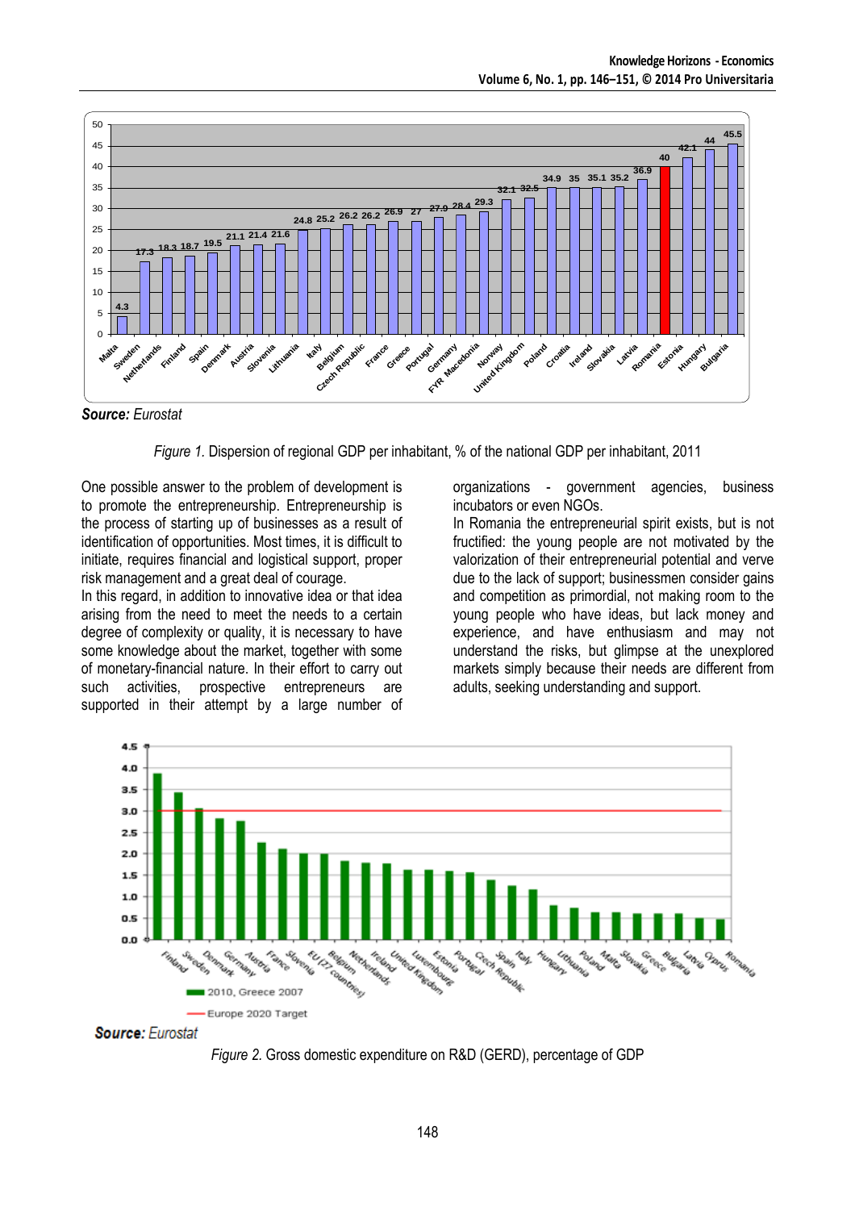50
45
40
35
30
25
20
15
10
5
0

4.3 17.3 18.3 18.7 19.5 21.1 21.4 21.6 24.8 25.2 26.2 26.2 26.9 27 27.9 28.4 29.3 32.1 32.5 34.9 35 35.1 35.2 36.9 40 42.1 44 45.5

Malta Sweden Netherlands Finland Spain Denmark Austria Slovenia Lithuania Italy Belgium Czech Republic France Greece Portugal Germany FYR Macedonia Norway United Kingdom Poland Croatia Ireland Slovakia Latvia Romania Estonia Hungary Bulgaria

***Source:*** *Eurostat*

*Figure 1.* Dispersion of regional GDP per inhabitant, % of the national GDP per inhabitant, 2011

One possible answer to the problem of development is to promote the entrepreneurship. Entrepreneurship is the process of starting up of businesses as a result of identification of opportunities. Most times, it is difficult to initiate, requires financial and logistical support, proper risk management and a great deal of courage.

In this regard, in addition to innovative idea or that idea arising from the need to meet the needs to a certain degree of complexity or quality, it is necessary to have some knowledge about the market, together with some of monetary-financial nature. In their effort to carry out such activities, prospective entrepreneurs are supported in their attempt by a large number of organizations - government agencies, business incubators or even NGOs.

In Romania the entrepreneurial spirit exists, but is not fructified: the young people are not motivated by the valorization of their entrepreneurial potential and verve due to the lack of support; businessmen consider gains and competition as primordial, not making room to the young people who have ideas, but lack money and experience, and have enthusiasm and may not understand the risks, but glimpse at the unexplored markets simply because their needs are different from adults, seeking understanding and support.

4.5
4.0
3.5
3.0
2.5
2.0
1.5
1.0
0.5
0.0

Finland Sweden Denmark Germany Austria France Slovenia EU (27 countries) Belgium Netherlands Ireland United Kingdom Luxembourg Estonia Portugal Czech Republic Spain Italy Hungary Lithuania Poland Malta Slovakia Greece Bulgaria Latvia Cyprus Romania

2010, Greece 2007

Europe 2020 Target

***Source:*** *Eurostat*

*Figure 2.* Gross domestic expenditure on R&D (GERD), percentage of GDP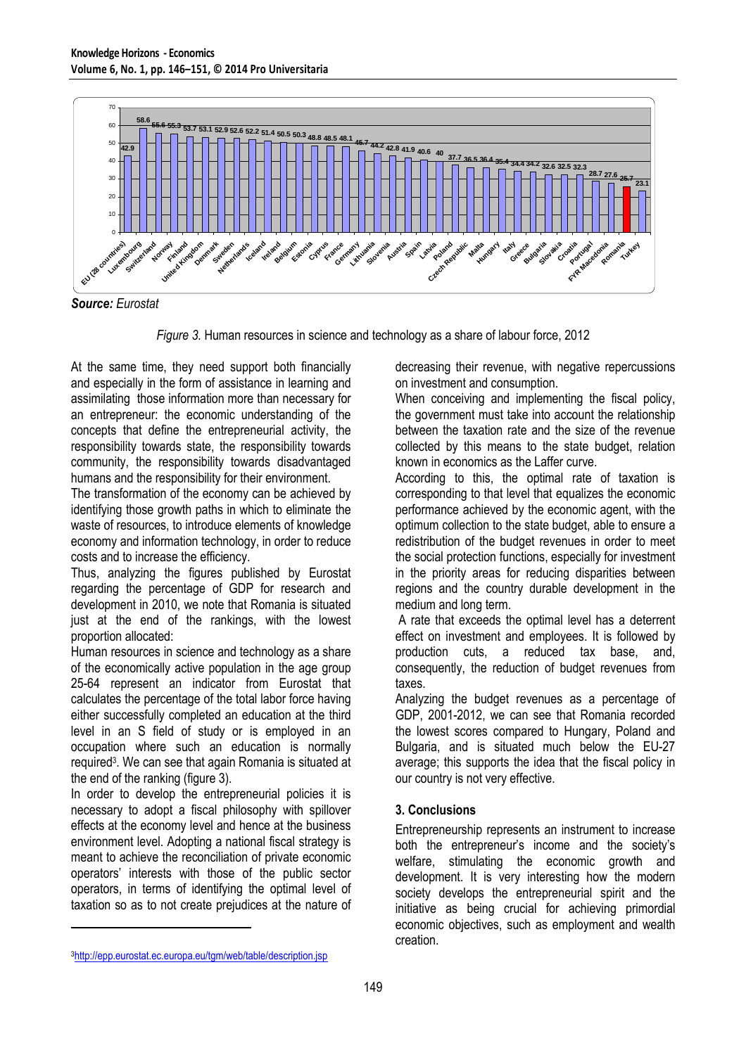70
60
50
40
30
20
10
0

42.9 58.6 55.6 55.3 53.7 53.1 52.9 52.6 52.2 51.4 50.5 50.3 48.8 48.5 48.1 45.7 44.2 42.8 41.9 40.6 40 37.7 36.5 36.4 35.4 34.4 34.2 32.6 32.5 32.3 28.7 27.6 25.7 23.1

EU (28 countries) Luxembourg Switzerland Norway Finland United Kingdom Denmark Sweden Netherlands Iceland Ireland Belgium Estonia Cyprus France Germany Lithuania Slovenia Austria Spain Latvia Poland Czech Republic Malta Hungary Italy Greece Bulgaria Slovakia Croatia Portugal FYR Macedonia Romania Turkey

***Source:*** *Eurostat*

*Figure 3.* Human resources in science and technology as a share of labour force, 2012

At the same time, they need support both financially and especially in the form of assistance in learning and assimilating those information more than necessary for an entrepreneur: the economic understanding of the concepts that define the entrepreneurial activity, the responsibility towards state, the responsibility towards community, the responsibility towards disadvantaged humans and the responsibility for their environment.

The transformation of the economy can be achieved by identifying those growth paths in which to eliminate the waste of resources, to introduce elements of knowledge economy and information technology, in order to reduce costs and to increase the efficiency.

Thus, analyzing the figures published by Eurostat regarding the percentage of GDP for research and development in 2010, we note that Romania is situated just at the end of the rankings, with the lowest proportion allocated:

Human resources in science and technology as a share of the economically active population in the age group 25-64 represent an indicator from Eurostat that calculates the percentage of the total labor force having either successfully completed an education at the third level in an S field of study or is employed in an occupation where such an education is normally required[3]. We can see that again Romania is situated at the end of the ranking (figure 3).

In order to develop the entrepreneurial policies it is necessary to adopt a fiscal philosophy with spillover effects at the economy level and hence at the business environment level. Adopting a national fiscal strategy is meant to achieve the reconciliation of private economic operators' interests with those of the public sector operators, in terms of identifying the optimal level of taxation so as to not create prejudices at the nature of decreasing their revenue, with negative repercussions on investment and consumption.

When conceiving and implementing the fiscal policy, the government must take into account the relationship between the taxation rate and the size of the revenue collected by this means to the state budget, relation known in economics as the Laffer curve.

According to this, the optimal rate of taxation is corresponding to that level that equalizes the economic performance achieved by the economic agent, with the optimum collection to the state budget, able to ensure a redistribution of the budget revenues in order to meet the social protection functions, especially for investment in the priority areas for reducing disparities between regions and the country durable development in the medium and long term.

A rate that exceeds the optimal level has a deterrent effect on investment and employees. It is followed by production cuts, a reduced tax base, and, consequently, the reduction of budget revenues from taxes.

Analyzing the budget revenues as a percentage of GDP, 2001-2012, we can see that Romania recorded the lowest scores compared to Hungary, Poland and Bulgaria, and is situated much below the EU-27 average; this supports the idea that the fiscal policy in our country is not very effective.

## 3. Conclusions

Entrepreneurship represents an instrument to increase both the entrepreneur's income and the society's welfare, stimulating the economic growth and development. It is very interesting how the modern society develops the entrepreneurial spirit and the initiative as being crucial for achieving primordial economic objectives, such as employment and wealth creation.

[3] http://epp.eurostat.ec.europa.eu/tgm/web/table/description.jsp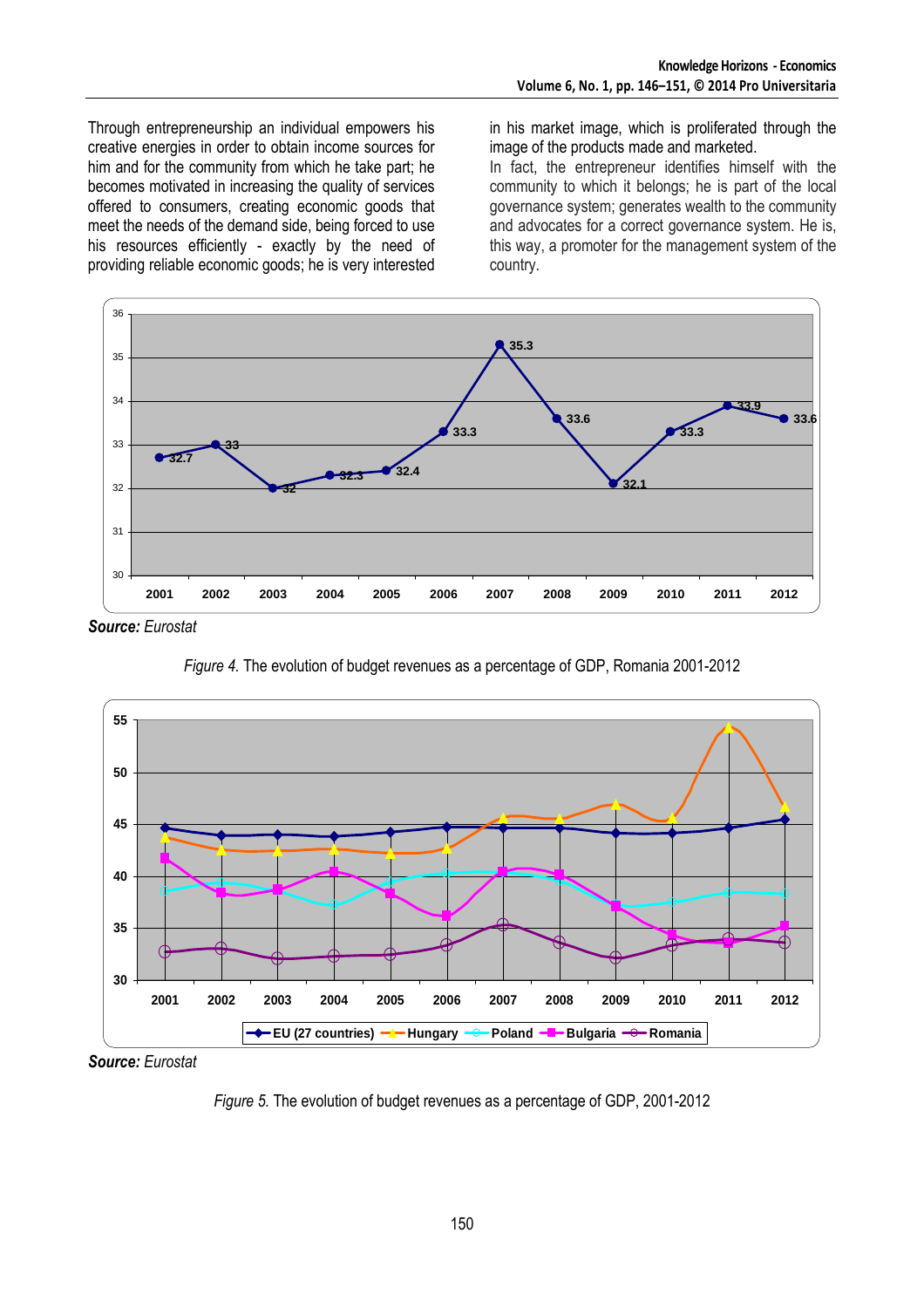Through entrepreneurship an individual empowers his creative energies in order to obtain income sources for him and for the community from which he take part; he becomes motivated in increasing the quality of services offered to consumers, creating economic goods that meet the needs of the demand side, being forced to use his resources efficiently - exactly by the need of providing reliable economic goods; he is very interested in his market image, which is proliferated through the image of the products made and marketed.

In fact, the entrepreneur identifies himself with the community to which it belongs; he is part of the local governance system; generates wealth to the community and advocates for a correct governance system. He is, this way, a promoter for the management system of the country.

***Source:*** *Eurostat*

*Figure 4.* The evolution of budget revenues as a percentage of GDP, Romania 2001-2012

***Source:*** *Eurostat*

*Figure 5.* The evolution of budget revenues as a percentage of GDP, 2001-2012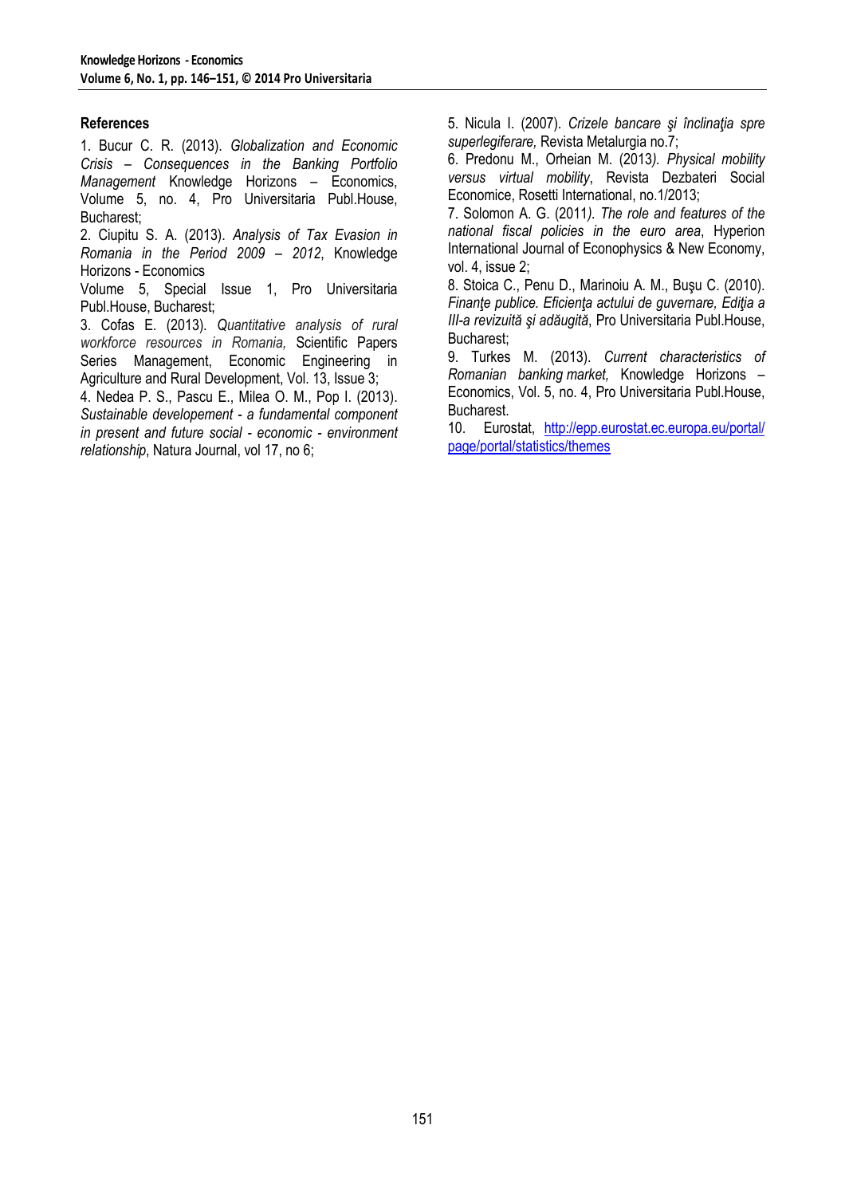## References

1. Bucur C. R. (2013). *Globalization and Economic Crisis – Consequences in the Banking Portfolio Management* Knowledge Horizons – Economics, Volume 5, no. 4, Pro Universitaria Publ.House, Bucharest;
2. Ciupitu S. A. (2013). *Analysis of Tax Evasion in Romania in the Period 2009 – 2012*, Knowledge Horizons - Economics Volume 5, Special Issue 1, Pro Universitaria Publ.House, Bucharest;
3. Cofas E. (2013). *Quantitative analysis of rural workforce resources in Romania,* Scientific Papers Series Management, Economic Engineering in Agriculture and Rural Development, Vol. 13, Issue 3;
4. Nedea P. S., Pascu E., Milea O. M., Pop I. (2013). *Sustainable developement - a fundamental component in present and future social - economic - environment relationship*, Natura Journal, vol 17, no 6;
5. Nicula I. (2007). *Crizele bancare şi înclinaţia spre superlegiferare,* Revista Metalurgia no.7;
6. Predonu M., Orheian M. (2013*). Physical mobility versus virtual mobility*, Revista Dezbateri Social Economice, Rosetti International, no.1/2013;
7. Solomon A. G. (2011*). The role and features of the national fiscal policies in the euro area*, Hyperion International Journal of Econophysics & New Economy, vol. 4, issue 2;
8. Stoica C., Penu D., Marinoiu A. M., Buşu C. (2010). *Finanţe publice. Eficienţa actului de guvernare, Ediţia a III-a revizuită şi adăugită*, Pro Universitaria Publ.House, Bucharest;
9. Turkes M. (2013). *Current characteristics of Romanian banking market,* Knowledge Horizons – Economics, Vol. 5, no. 4, Pro Universitaria Publ.House, Bucharest.
10. Eurostat, http://epp.eurostat.ec.europa.eu/portal/page/portal/statistics/themes